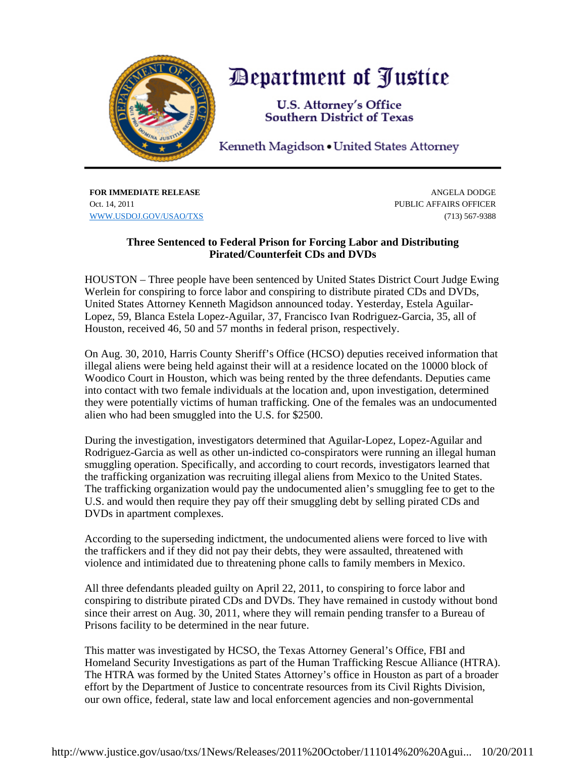# Department of Justice

U.S. Attorney's Office
Southern District of Texas

Kenneth Magidson • United States Attorney

---

**FOR IMMEDIATE RELEASE**
Oct. 14, 2011
WWW.USDOJ.GOV/USAO/TXS

ANGELA DODGE
PUBLIC AFFAIRS OFFICER
(713) 567-9388

**Three Sentenced to Federal Prison for Forcing Labor and Distributing Pirated/Counterfeit CDs and DVDs**

HOUSTON – Three people have been sentenced by United States District Court Judge Ewing Werlein for conspiring to force labor and conspiring to distribute pirated CDs and DVDs, United States Attorney Kenneth Magidson announced today. Yesterday, Estela Aguilar-Lopez, 59, Blanca Estela Lopez-Aguilar, 37, Francisco Ivan Rodriguez-Garcia, 35, all of Houston, received 46, 50 and 57 months in federal prison, respectively.

On Aug. 30, 2010, Harris County Sheriff's Office (HCSO) deputies received information that illegal aliens were being held against their will at a residence located on the 10000 block of Woodico Court in Houston, which was being rented by the three defendants. Deputies came into contact with two female individuals at the location and, upon investigation, determined they were potentially victims of human trafficking. One of the females was an undocumented alien who had been smuggled into the U.S. for $2500.

During the investigation, investigators determined that Aguilar-Lopez, Lopez-Aguilar and Rodriguez-Garcia as well as other un-indicted co-conspirators were running an illegal human smuggling operation. Specifically, and according to court records, investigators learned that the trafficking organization was recruiting illegal aliens from Mexico to the United States. The trafficking organization would pay the undocumented alien's smuggling fee to get to the U.S. and would then require they pay off their smuggling debt by selling pirated CDs and DVDs in apartment complexes.

According to the superseding indictment, the undocumented aliens were forced to live with the traffickers and if they did not pay their debts, they were assaulted, threatened with violence and intimidated due to threatening phone calls to family members in Mexico.

All three defendants pleaded guilty on April 22, 2011, to conspiring to force labor and conspiring to distribute pirated CDs and DVDs. They have remained in custody without bond since their arrest on Aug. 30, 2011, where they will remain pending transfer to a Bureau of Prisons facility to be determined in the near future.

This matter was investigated by HCSO, the Texas Attorney General's Office, FBI and Homeland Security Investigations as part of the Human Trafficking Rescue Alliance (HTRA). The HTRA was formed by the United States Attorney's office in Houston as part of a broader effort by the Department of Justice to concentrate resources from its Civil Rights Division, our own office, federal, state law and local enforcement agencies and non-governmental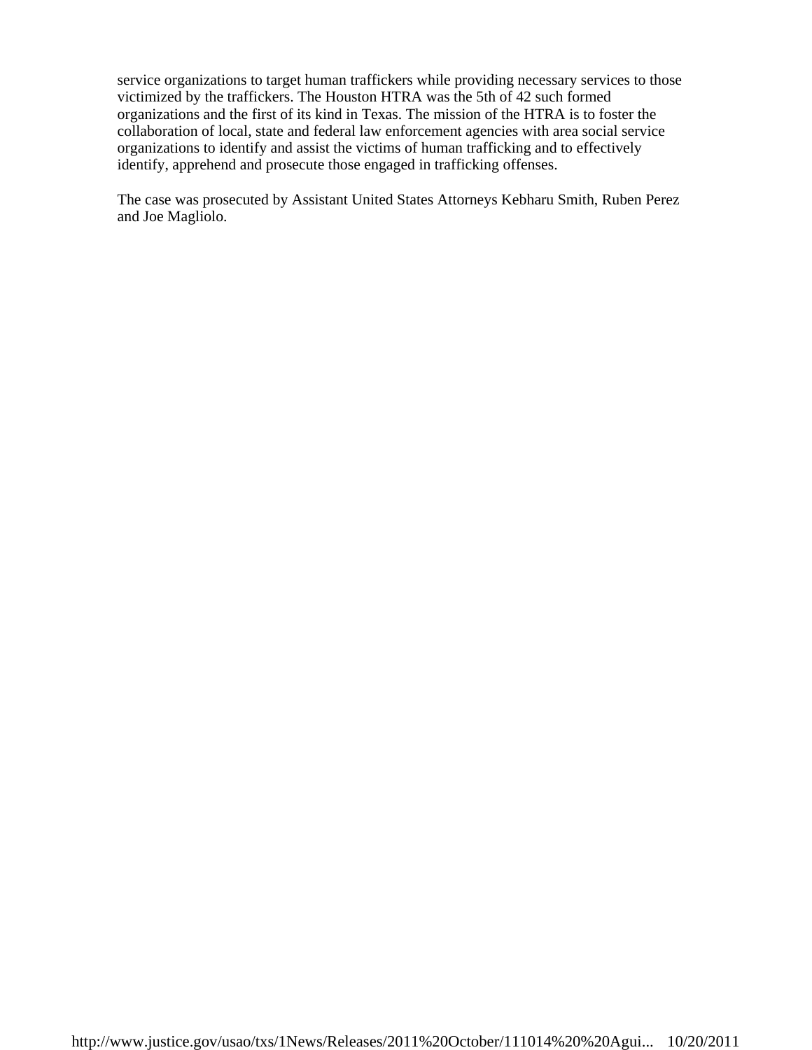service organizations to target human traffickers while providing necessary services to those victimized by the traffickers. The Houston HTRA was the 5th of 42 such formed organizations and the first of its kind in Texas. The mission of the HTRA is to foster the collaboration of local, state and federal law enforcement agencies with area social service organizations to identify and assist the victims of human trafficking and to effectively identify, apprehend and prosecute those engaged in trafficking offenses.

The case was prosecuted by Assistant United States Attorneys Kebharu Smith, Ruben Perez and Joe Magliolo.